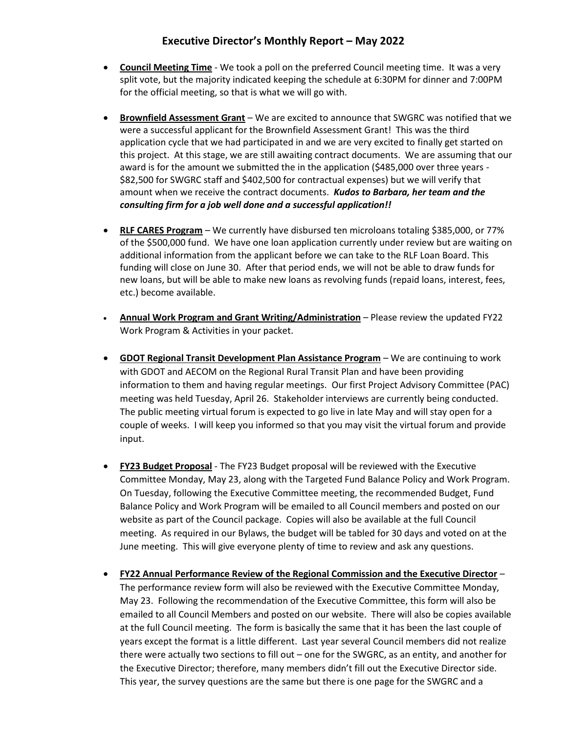# Executive Director's Monthly Report – May 2022

- **Council Meeting Time** - We took a poll on the preferred Council meeting time. It was a very split vote, but the majority indicated keeping the schedule at 6:30PM for dinner and 7:00PM for the official meeting, so that is what we will go with.

- **Brownfield Assessment Grant** – We are excited to announce that SWGRC was notified that we were a successful applicant for the Brownfield Assessment Grant! This was the third application cycle that we had participated in and we are very excited to finally get started on this project. At this stage, we are still awaiting contract documents. We are assuming that our award is for the amount we submitted the in the application ($485,000 over three years - $82,500 for SWGRC staff and $402,500 for contractual expenses) but we will verify that amount when we receive the contract documents. ***Kudos to Barbara, her team and the consulting firm for a job well done and a successful application!!***

- **RLF CARES Program** – We currently have disbursed ten microloans totaling $385,000, or 77% of the $500,000 fund. We have one loan application currently under review but are waiting on additional information from the applicant before we can take to the RLF Loan Board. This funding will close on June 30. After that period ends, we will not be able to draw funds for new loans, but will be able to make new loans as revolving funds (repaid loans, interest, fees, etc.) become available.

- **Annual Work Program and Grant Writing/Administration** – Please review the updated FY22 Work Program & Activities in your packet.

- **GDOT Regional Transit Development Plan Assistance Program** – We are continuing to work with GDOT and AECOM on the Regional Rural Transit Plan and have been providing information to them and having regular meetings. Our first Project Advisory Committee (PAC) meeting was held Tuesday, April 26. Stakeholder interviews are currently being conducted. The public meeting virtual forum is expected to go live in late May and will stay open for a couple of weeks. I will keep you informed so that you may visit the virtual forum and provide input.

- **FY23 Budget Proposal** - The FY23 Budget proposal will be reviewed with the Executive Committee Monday, May 23, along with the Targeted Fund Balance Policy and Work Program. On Tuesday, following the Executive Committee meeting, the recommended Budget, Fund Balance Policy and Work Program will be emailed to all Council members and posted on our website as part of the Council package. Copies will also be available at the full Council meeting. As required in our Bylaws, the budget will be tabled for 30 days and voted on at the June meeting. This will give everyone plenty of time to review and ask any questions.

- **FY22 Annual Performance Review of the Regional Commission and the Executive Director** – The performance review form will also be reviewed with the Executive Committee Monday, May 23. Following the recommendation of the Executive Committee, this form will also be emailed to all Council Members and posted on our website. There will also be copies available at the full Council meeting. The form is basically the same that it has been the last couple of years except the format is a little different. Last year several Council members did not realize there were actually two sections to fill out – one for the SWGRC, as an entity, and another for the Executive Director; therefore, many members didn't fill out the Executive Director side. This year, the survey questions are the same but there is one page for the SWGRC and a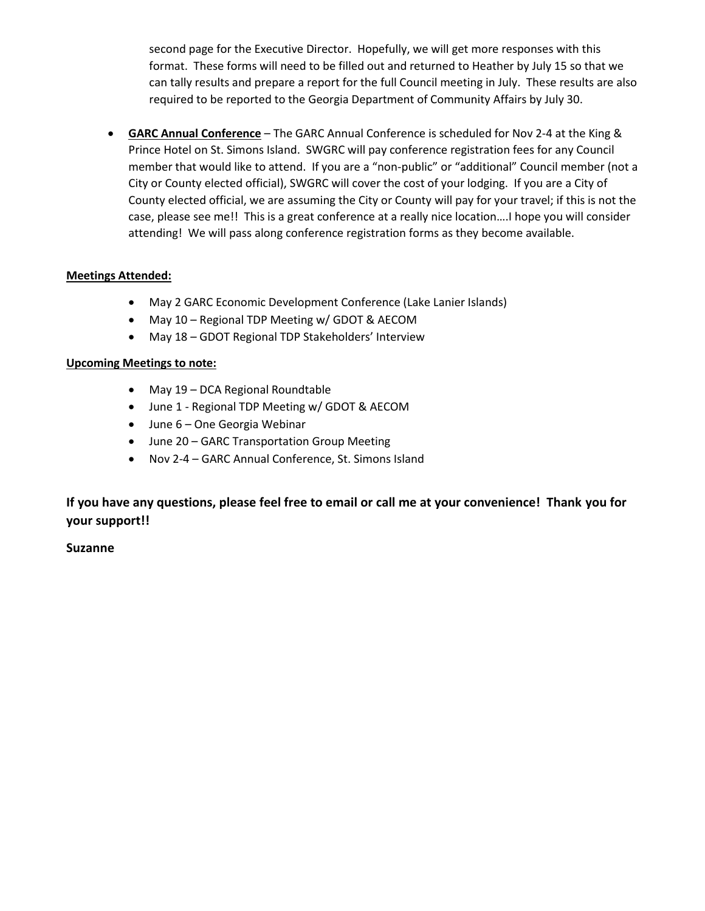second page for the Executive Director. Hopefully, we will get more responses with this format. These forms will need to be filled out and returned to Heather by July 15 so that we can tally results and prepare a report for the full Council meeting in July. These results are also required to be reported to the Georgia Department of Community Affairs by July 30.

- **GARC Annual Conference** – The GARC Annual Conference is scheduled for Nov 2-4 at the King & Prince Hotel on St. Simons Island. SWGRC will pay conference registration fees for any Council member that would like to attend. If you are a "non-public" or "additional" Council member (not a City or County elected official), SWGRC will cover the cost of your lodging. If you are a City of County elected official, we are assuming the City or County will pay for your travel; if this is not the case, please see me!! This is a great conference at a really nice location….I hope you will consider attending! We will pass along conference registration forms as they become available.

**Meetings Attended:**

- May 2 GARC Economic Development Conference (Lake Lanier Islands)
- May 10 – Regional TDP Meeting w/ GDOT & AECOM
- May 18 – GDOT Regional TDP Stakeholders' Interview

**Upcoming Meetings to note:**

- May 19 – DCA Regional Roundtable
- June 1 - Regional TDP Meeting w/ GDOT & AECOM
- June 6 – One Georgia Webinar
- June 20 – GARC Transportation Group Meeting
- Nov 2-4 – GARC Annual Conference, St. Simons Island

**If you have any questions, please feel free to email or call me at your convenience! Thank you for your support!!**

**Suzanne**